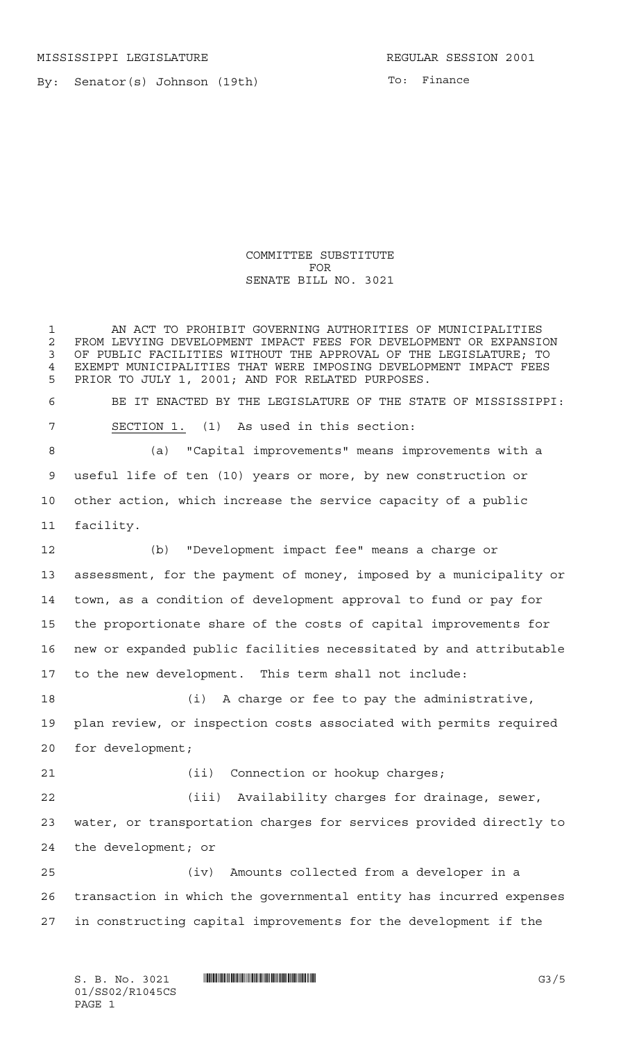MISSISSIPPI LEGISLATURE REGULAR SESSION 2001

By: Senator(s) Johnson (19th) To: Finance

COMMITTEE SUBSTITUTE
FOR
SENATE BILL NO. 3021

AN ACT TO PROHIBIT GOVERNING AUTHORITIES OF MUNICIPALITIES FROM LEVYING DEVELOPMENT IMPACT FEES FOR DEVELOPMENT OR EXPANSION OF PUBLIC FACILITIES WITHOUT THE APPROVAL OF THE LEGISLATURE; TO EXEMPT MUNICIPALITIES THAT WERE IMPOSING DEVELOPMENT IMPACT FEES PRIOR TO JULY 1, 2001; AND FOR RELATED PURPOSES.

BE IT ENACTED BY THE LEGISLATURE OF THE STATE OF MISSISSIPPI:

SECTION 1. (1) As used in this section:

(a) "Capital improvements" means improvements with a useful life of ten (10) years or more, by new construction or other action, which increase the service capacity of a public facility.

(b) "Development impact fee" means a charge or assessment, for the payment of money, imposed by a municipality or town, as a condition of development approval to fund or pay for the proportionate share of the costs of capital improvements for new or expanded public facilities necessitated by and attributable to the new development. This term shall not include:

(i) A charge or fee to pay the administrative, plan review, or inspection costs associated with permits required for development;

(ii) Connection or hookup charges;

(iii) Availability charges for drainage, sewer, water, or transportation charges for services provided directly to the development; or

(iv) Amounts collected from a developer in a transaction in which the governmental entity has incurred expenses in constructing capital improvements for the development if the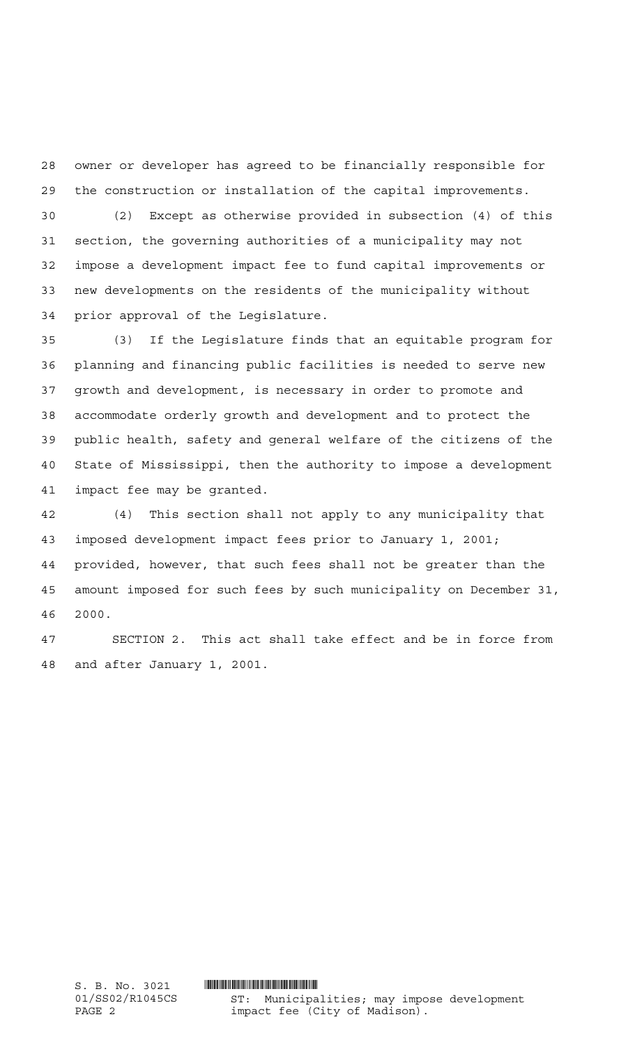owner or developer has agreed to be financially responsible for the construction or installation of the capital improvements.

(2) Except as otherwise provided in subsection (4) of this section, the governing authorities of a municipality may not impose a development impact fee to fund capital improvements or new developments on the residents of the municipality without prior approval of the Legislature.

(3) If the Legislature finds that an equitable program for planning and financing public facilities is needed to serve new growth and development, is necessary in order to promote and accommodate orderly growth and development and to protect the public health, safety and general welfare of the citizens of the State of Mississippi, then the authority to impose a development impact fee may be granted.

(4) This section shall not apply to any municipality that imposed development impact fees prior to January 1, 2001; provided, however, that such fees shall not be greater than the amount imposed for such fees by such municipality on December 31, 2000.

SECTION 2. This act shall take effect and be in force from and after January 1, 2001.

ST: Municipalities; may impose development impact fee (City of Madison).